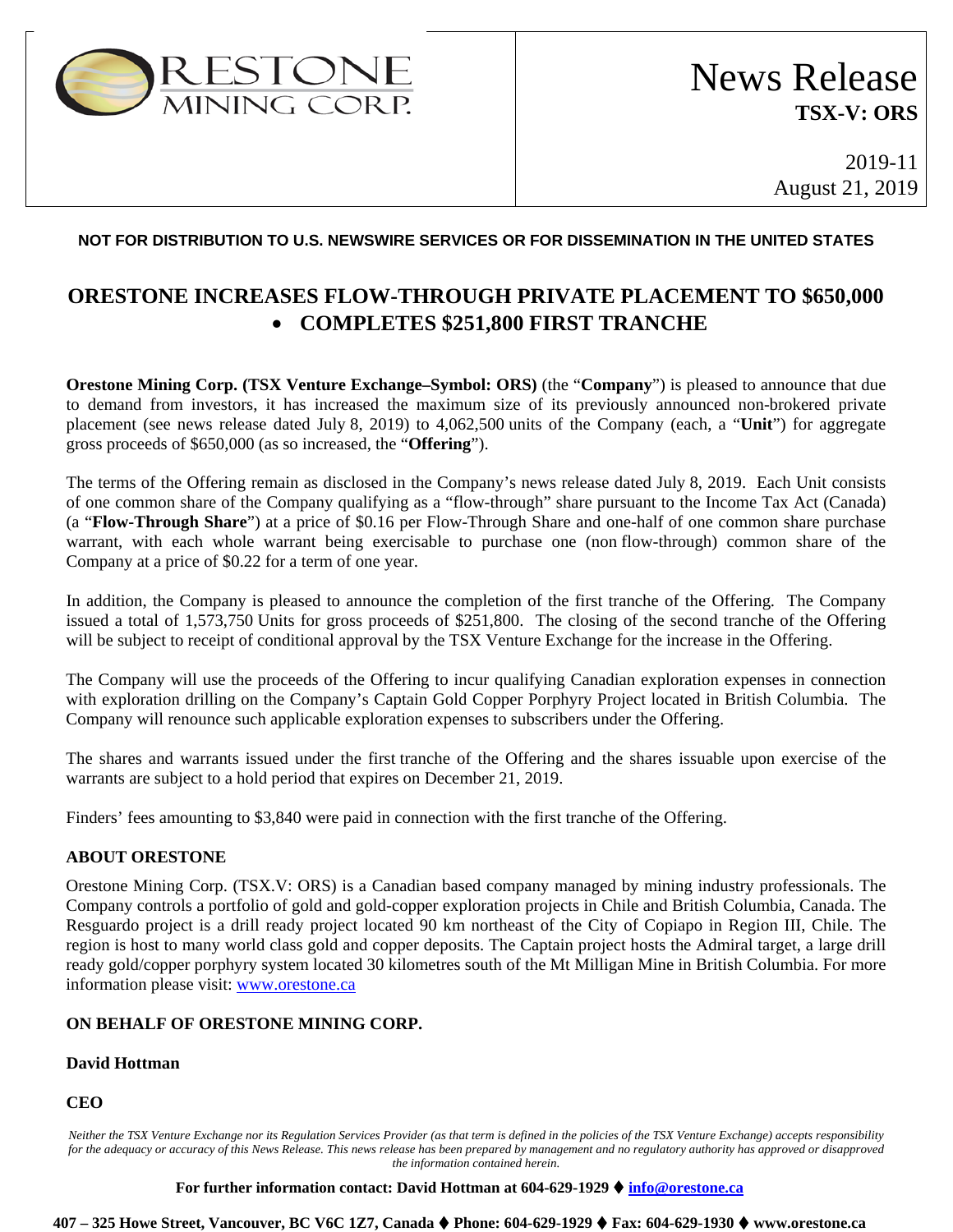ORESTONE MINING CORP.

# News Release
**TSX-V: ORS**

2019-11
August 21, 2019

**NOT FOR DISTRIBUTION TO U.S. NEWSWIRE SERVICES OR FOR DISSEMINATION IN THE UNITED STATES**

## ORESTONE INCREASES FLOW-THROUGH PRIVATE PLACEMENT TO $650,000
## • COMPLETES $251,800 FIRST TRANCHE

**Orestone Mining Corp. (TSX Venture Exchange–Symbol: ORS)** (the "**Company**") is pleased to announce that due to demand from investors, it has increased the maximum size of its previously announced non-brokered private placement (see news release dated July 8, 2019) to 4,062,500 units of the Company (each, a "**Unit**") for aggregate gross proceeds of $650,000 (as so increased, the "**Offering**").

The terms of the Offering remain as disclosed in the Company's news release dated July 8, 2019. Each Unit consists of one common share of the Company qualifying as a "flow-through" share pursuant to the Income Tax Act (Canada) (a "**Flow-Through Share**") at a price of $0.16 per Flow-Through Share and one-half of one common share purchase warrant, with each whole warrant being exercisable to purchase one (non flow-through) common share of the Company at a price of $0.22 for a term of one year.

In addition, the Company is pleased to announce the completion of the first tranche of the Offering. The Company issued a total of 1,573,750 Units for gross proceeds of $251,800. The closing of the second tranche of the Offering will be subject to receipt of conditional approval by the TSX Venture Exchange for the increase in the Offering.

The Company will use the proceeds of the Offering to incur qualifying Canadian exploration expenses in connection with exploration drilling on the Company's Captain Gold Copper Porphyry Project located in British Columbia. The Company will renounce such applicable exploration expenses to subscribers under the Offering.

The shares and warrants issued under the first tranche of the Offering and the shares issuable upon exercise of the warrants are subject to a hold period that expires on December 21, 2019.

Finders' fees amounting to $3,840 were paid in connection with the first tranche of the Offering.

### ABOUT ORESTONE

Orestone Mining Corp. (TSX.V: ORS) is a Canadian based company managed by mining industry professionals. The Company controls a portfolio of gold and gold-copper exploration projects in Chile and British Columbia, Canada. The Resguardo project is a drill ready project located 90 km northeast of the City of Copiapo in Region III, Chile. The region is host to many world class gold and copper deposits. The Captain project hosts the Admiral target, a large drill ready gold/copper porphyry system located 30 kilometres south of the Mt Milligan Mine in British Columbia. For more information please visit: www.orestone.ca

**ON BEHALF OF ORESTONE MINING CORP.**

**David Hottman**

**CEO**

*Neither the TSX Venture Exchange nor its Regulation Services Provider (as that term is defined in the policies of the TSX Venture Exchange) accepts responsibility for the adequacy or accuracy of this News Release. This news release has been prepared by management and no regulatory authority has approved or disapproved the information contained herein.*

**For further information contact: David Hottman at 604-629-1929 ♦ info@orestone.ca**

**407 – 325 Howe Street, Vancouver, BC V6C 1Z7, Canada ♦ Phone: 604-629-1929 ♦ Fax: 604-629-1930 ♦ www.orestone.ca**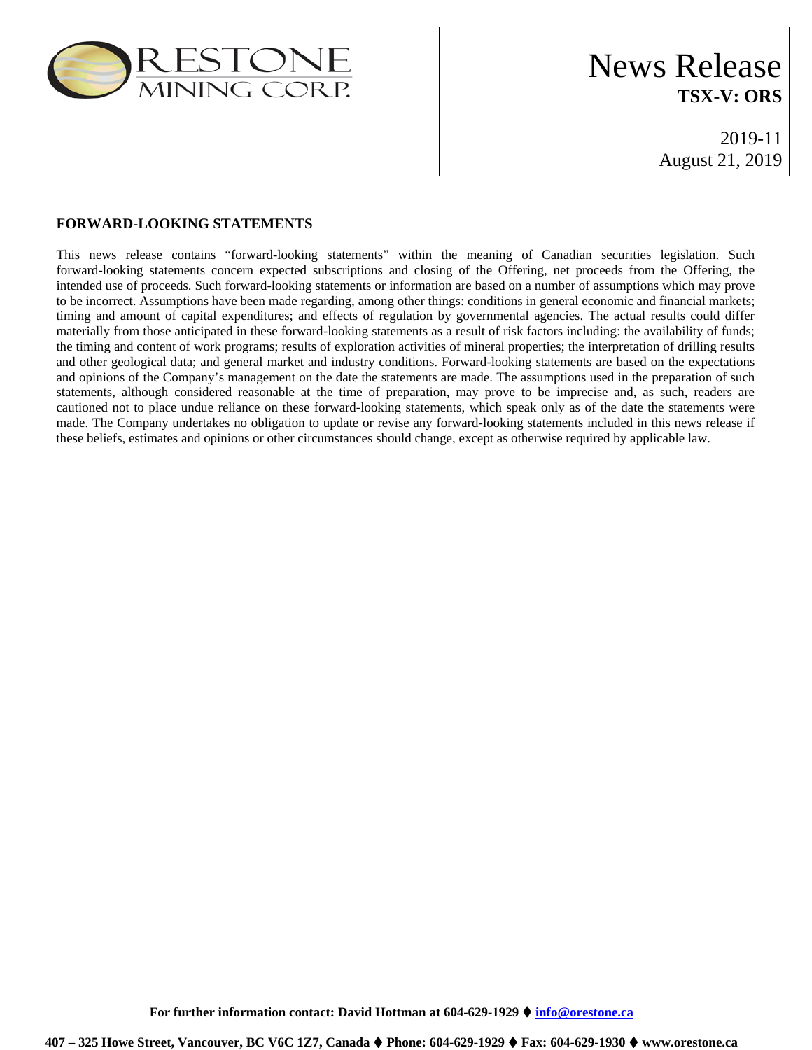**FORWARD-LOOKING STATEMENTS**

This news release contains "forward-looking statements" within the meaning of Canadian securities legislation. Such forward-looking statements concern expected subscriptions and closing of the Offering, net proceeds from the Offering, the intended use of proceeds. Such forward-looking statements or information are based on a number of assumptions which may prove to be incorrect. Assumptions have been made regarding, among other things: conditions in general economic and financial markets; timing and amount of capital expenditures; and effects of regulation by governmental agencies. The actual results could differ materially from those anticipated in these forward-looking statements as a result of risk factors including: the availability of funds; the timing and content of work programs; results of exploration activities of mineral properties; the interpretation of drilling results and other geological data; and general market and industry conditions. Forward-looking statements are based on the expectations and opinions of the Company's management on the date the statements are made. The assumptions used in the preparation of such statements, although considered reasonable at the time of preparation, may prove to be imprecise and, as such, readers are cautioned not to place undue reliance on these forward-looking statements, which speak only as of the date the statements were made. The Company undertakes no obligation to update or revise any forward-looking statements included in this news release if these beliefs, estimates and opinions or other circumstances should change, except as otherwise required by applicable law.

**For further information contact: David Hottman at 604-629-1929 ⧫ info@orestone.ca**

**407 – 325 Howe Street, Vancouver, BC V6C 1Z7, Canada ⧫ Phone: 604-629-1929 ⧫ Fax: 604-629-1930 ⧫ www.orestone.ca**